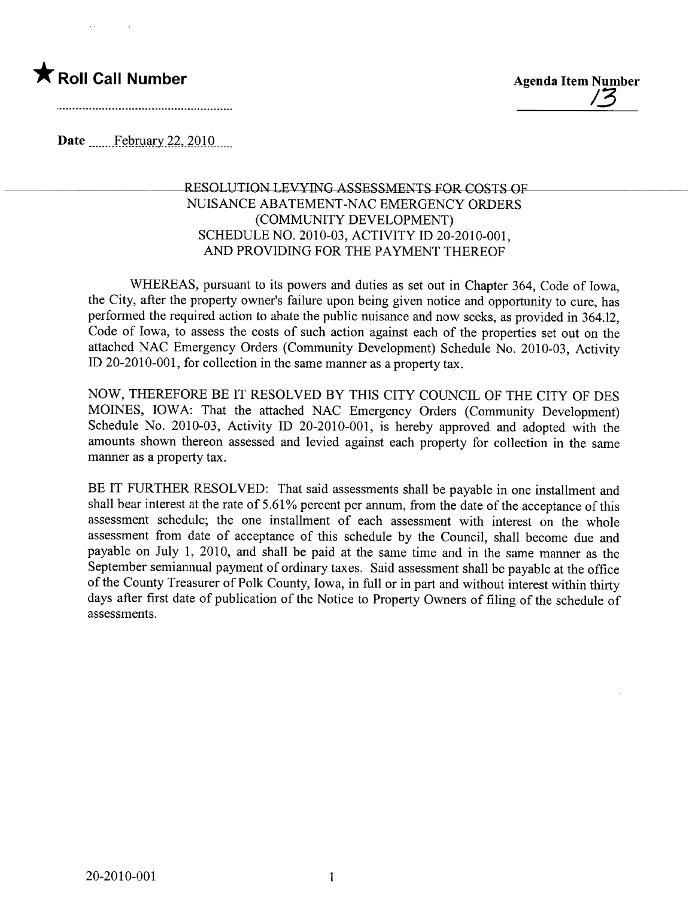★ **Roll Call Number**

..........................................................

**Agenda Item Number**

13

**Date** February 22, 2010

RESOLUTION LEVYING ASSESSMENTS FOR COSTS OF NUISANCE ABATEMENT-NAC EMERGENCY ORDERS (COMMUNITY DEVELOPMENT) SCHEDULE NO. 2010-03, ACTIVITY ID 20-2010-001, AND PROVIDING FOR THE PAYMENT THEREOF

WHEREAS, pursuant to its powers and duties as set out in Chapter 364, Code of Iowa, the City, after the property owner's failure upon being given notice and opportunity to cure, has performed the required action to abate the public nuisance and now seeks, as provided in 364.12, Code of Iowa, to assess the costs of such action against each of the properties set out on the attached NAC Emergency Orders (Community Development) Schedule No. 2010-03, Activity ID 20-2010-001, for collection in the same manner as a property tax.

NOW, THEREFORE BE IT RESOLVED BY THIS CITY COUNCIL OF THE CITY OF DES MOINES, IOWA: That the attached NAC Emergency Orders (Community Development) Schedule No. 2010-03, Activity ID 20-2010-001, is hereby approved and adopted with the amounts shown thereon assessed and levied against each property for collection in the same manner as a property tax.

BE IT FURTHER RESOLVED: That said assessments shall be payable in one installment and shall bear interest at the rate of 5.61% percent per annum, from the date of the acceptance of this assessment schedule; the one installment of each assessment with interest on the whole assessment from date of acceptance of this schedule by the Council, shall become due and payable on July 1, 2010, and shall be paid at the same time and in the same manner as the September semiannual payment of ordinary taxes. Said assessment shall be payable at the office of the County Treasurer of Polk County, Iowa, in full or in part and without interest within thirty days after first date of publication of the Notice to Property Owners of filing of the schedule of assessments.

20-2010-001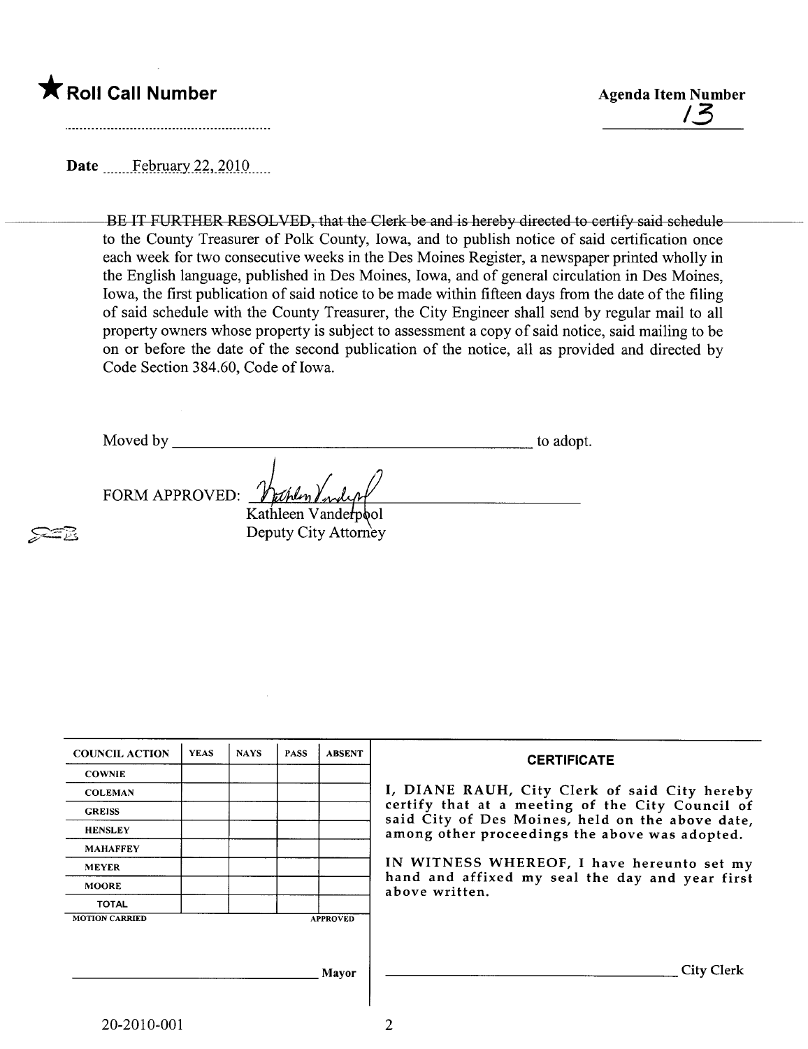★ **Roll Call Number**

.......................................................

**Agenda Item Number**

13

**Date** February 22, 2010

BE IT FURTHER RESOLVED, that the Clerk be and is hereby directed to certify said schedule to the County Treasurer of Polk County, Iowa, and to publish notice of said certification once each week for two consecutive weeks in the Des Moines Register, a newspaper printed wholly in the English language, published in Des Moines, Iowa, and of general circulation in Des Moines, Iowa, the first publication of said notice to be made within fifteen days from the date of the filing of said schedule with the County Treasurer, the City Engineer shall send by regular mail to all property owners whose property is subject to assessment a copy of said notice, said mailing to be on or before the date of the second publication of the notice, all as provided and directed by Code Section 384.60, Code of Iowa.

Moved by ____________________________________________ to adopt.

FORM APPROVED: Kathleen Vanderpool

Kathleen Vanderpool
Deputy City Attorney

| COUNCIL ACTION | YEAS | NAYS | PASS | ABSENT |
|---|---|---|---|---|
| COWNIE | | | | |
| COLEMAN | | | | |
| GREISS | | | | |
| HENSLEY | | | | |
| MAHAFFEY | | | | |
| MEYER | | | | |
| MOORE | | | | |
| TOTAL | | | | |

MOTION CARRIED APPROVED

______________________________ Mayor

**CERTIFICATE**

I, DIANE RAUH, City Clerk of said City hereby certify that at a meeting of the City Council of said City of Des Moines, held on the above date, among other proceedings the above was adopted.

IN WITNESS WHEREOF, I have hereunto set my hand and affixed my seal the day and year first above written.

______________________________ City Clerk

20-2010-001